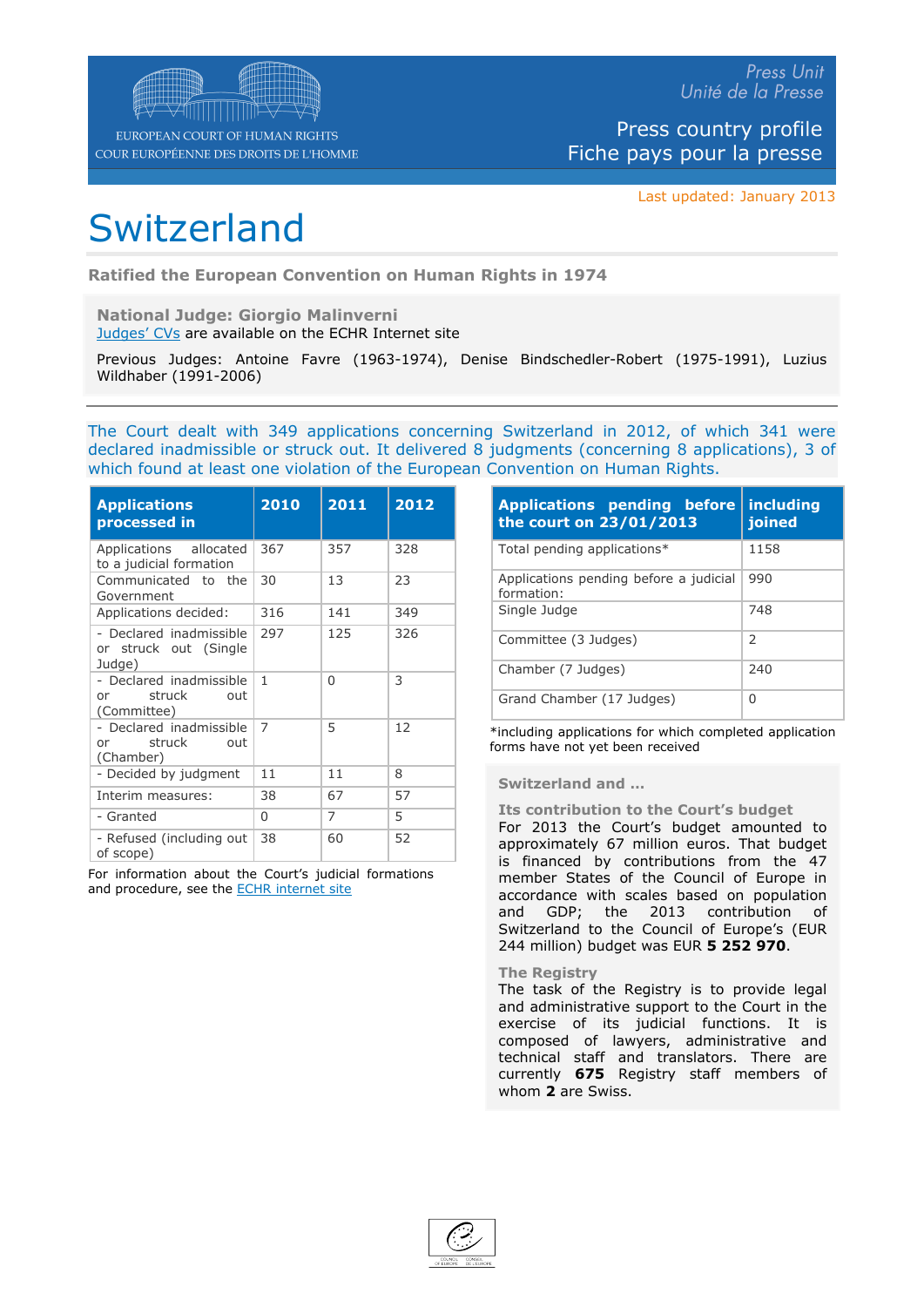EUROPEAN COURT OF HUMAN RIGHTS
COUR EUROPÉENNE DES DROITS DE L'HOMME

*Press Unit*
*Unité de la Presse*

Press country profile
Fiche pays pour la presse

Last updated: January 2013

# Switzerland

**Ratified the European Convention on Human Rights in 1974**

**National Judge: Giorgio Malinverni**
Judges' CVs are available on the ECHR Internet site

Previous Judges: Antoine Favre (1963-1974), Denise Bindschedler-Robert (1975-1991), Luzius Wildhaber (1991-2006)

The Court dealt with 349 applications concerning Switzerland in 2012, of which 341 were declared inadmissible or struck out. It delivered 8 judgments (concerning 8 applications), 3 of which found at least one violation of the European Convention on Human Rights.

| Applications processed in | 2010 | 2011 | 2012 |
|---|---|---|---|
| Applications allocated to a judicial formation | 367 | 357 | 328 |
| Communicated to the Government | 30 | 13 | 23 |
| Applications decided: | 316 | 141 | 349 |
| - Declared inadmissible or struck out (Single Judge) | 297 | 125 | 326 |
| - Declared inadmissible or struck out (Committee) | 1 | 0 | 3 |
| - Declared inadmissible or struck out (Chamber) | 7 | 5 | 12 |
| - Decided by judgment | 11 | 11 | 8 |
| Interim measures: | 38 | 67 | 57 |
| - Granted | 0 | 7 | 5 |
| - Refused (including out of scope) | 38 | 60 | 52 |

For information about the Court's judicial formations and procedure, see the ECHR internet site

| Applications pending before the court on 23/01/2013 | including joined |
|---|---|
| Total pending applications* | 1158 |
| Applications pending before a judicial formation: | 990 |
| Single Judge | 748 |
| Committee (3 Judges) | 2 |
| Chamber (7 Judges) | 240 |
| Grand Chamber (17 Judges) | 0 |

*including applications for which completed application forms have not yet been received

## Switzerland and …

### Its contribution to the Court's budget

For 2013 the Court's budget amounted to approximately 67 million euros. That budget is financed by contributions from the 47 member States of the Council of Europe in accordance with scales based on population and GDP; the 2013 contribution of Switzerland to the Council of Europe's (EUR 244 million) budget was EUR **5 252 970**.

### The Registry

The task of the Registry is to provide legal and administrative support to the Court in the exercise of its judicial functions. It is composed of lawyers, administrative and technical staff and translators. There are currently **675** Registry staff members of whom **2** are Swiss.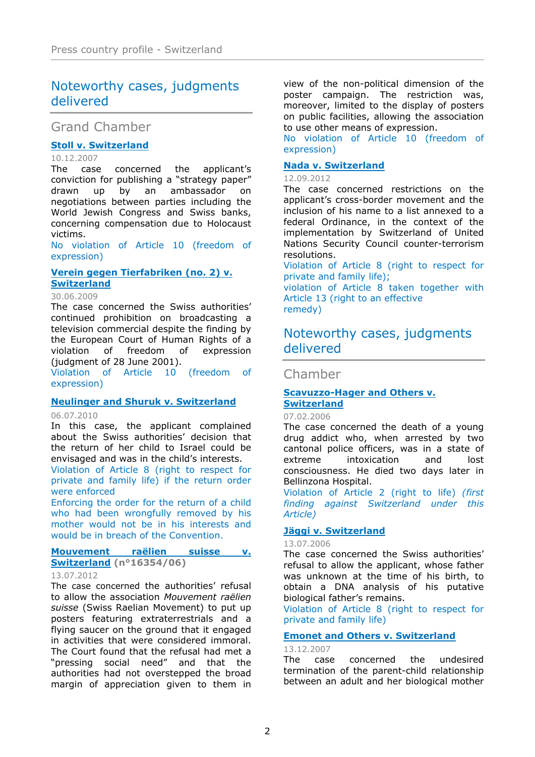## Noteworthy cases, judgments delivered

### Grand Chamber

**Stoll v. Switzerland**

10.12.2007

The case concerned the applicant's conviction for publishing a "strategy paper" drawn up by an ambassador on negotiations between parties including the World Jewish Congress and Swiss banks, concerning compensation due to Holocaust victims.

No violation of Article 10 (freedom of expression)

**Verein gegen Tierfabriken (no. 2) v. Switzerland**

30.06.2009

The case concerned the Swiss authorities' continued prohibition on broadcasting a television commercial despite the finding by the European Court of Human Rights of a violation of freedom of expression (judgment of 28 June 2001).

Violation of Article 10 (freedom of expression)

**Neulinger and Shuruk v. Switzerland**

06.07.2010

In this case, the applicant complained about the Swiss authorities' decision that the return of her child to Israel could be envisaged and was in the child's interests.

Violation of Article 8 (right to respect for private and family life) if the return order were enforced

Enforcing the order for the return of a child who had been wrongfully removed by his mother would not be in his interests and would be in breach of the Convention.

**Mouvement raëlien suisse v. Switzerland** (n°16354/06)

13.07.2012

The case concerned the authorities' refusal to allow the association *Mouvement raëlien suisse* (Swiss Raelian Movement) to put up posters featuring extraterrestrials and a flying saucer on the ground that it engaged in activities that were considered immoral. The Court found that the refusal had met a "pressing social need" and that the authorities had not overstepped the broad margin of appreciation given to them in view of the non-political dimension of the poster campaign. The restriction was, moreover, limited to the display of posters on public facilities, allowing the association to use other means of expression.

No violation of Article 10 (freedom of expression)

**Nada v. Switzerland**

12.09.2012

The case concerned restrictions on the applicant's cross-border movement and the inclusion of his name to a list annexed to a federal Ordinance, in the context of the implementation by Switzerland of United Nations Security Council counter-terrorism resolutions.

Violation of Article 8 (right to respect for private and family life);
violation of Article 8 taken together with Article 13 (right to an effective remedy)

## Noteworthy cases, judgments delivered

### Chamber

**Scavuzzo-Hager and Others v. Switzerland**

07.02.2006

The case concerned the death of a young drug addict who, when arrested by two cantonal police officers, was in a state of extreme intoxication and lost consciousness. He died two days later in Bellinzona Hospital.

Violation of Article 2 (right to life) *(first finding against Switzerland under this Article)*

**Jäggi v. Switzerland**

13.07.2006

The case concerned the Swiss authorities' refusal to allow the applicant, whose father was unknown at the time of his birth, to obtain a DNA analysis of his putative biological father's remains.

Violation of Article 8 (right to respect for private and family life)

**Emonet and Others v. Switzerland**

13.12.2007

The case concerned the undesired termination of the parent-child relationship between an adult and her biological mother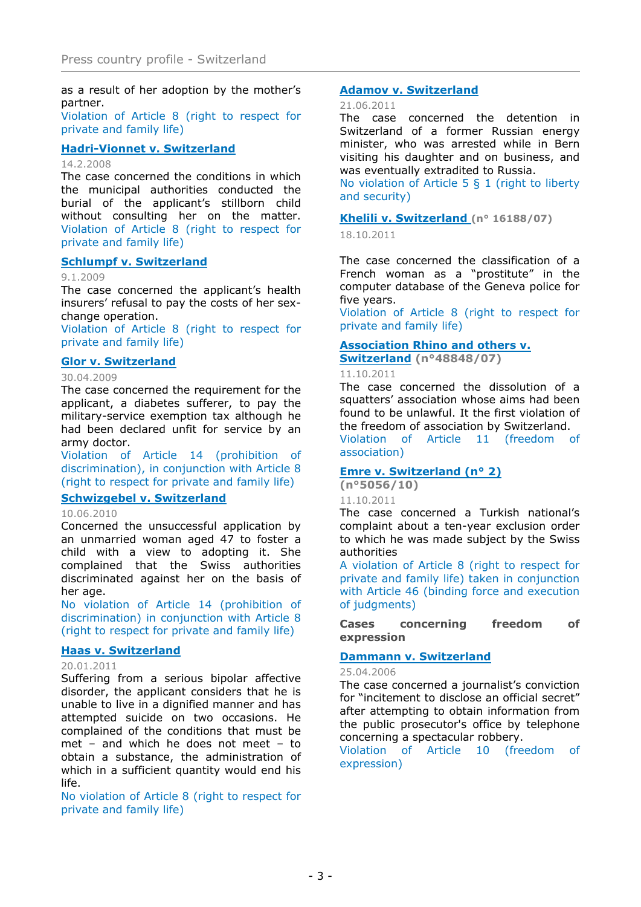as a result of her adoption by the mother's partner.
Violation of Article 8 (right to respect for private and family life)

**Hadri-Vionnet v. Switzerland**

14.2.2008

The case concerned the conditions in which the municipal authorities conducted the burial of the applicant's stillborn child without consulting her on the matter.
Violation of Article 8 (right to respect for private and family life)

**Schlumpf v. Switzerland**

9.1.2009

The case concerned the applicant's health insurers' refusal to pay the costs of her sex-change operation.
Violation of Article 8 (right to respect for private and family life)

**Glor v. Switzerland**

30.04.2009

The case concerned the requirement for the applicant, a diabetes sufferer, to pay the military-service exemption tax although he had been declared unfit for service by an army doctor.
Violation of Article 14 (prohibition of discrimination), in conjunction with Article 8 (right to respect for private and family life)

**Schwizgebel v. Switzerland**

10.06.2010

Concerned the unsuccessful application by an unmarried woman aged 47 to foster a child with a view to adopting it. She complained that the Swiss authorities discriminated against her on the basis of her age.
No violation of Article 14 (prohibition of discrimination) in conjunction with Article 8 (right to respect for private and family life)

**Haas v. Switzerland**

20.01.2011

Suffering from a serious bipolar affective disorder, the applicant considers that he is unable to live in a dignified manner and has attempted suicide on two occasions. He complained of the conditions that must be met – and which he does not meet – to obtain a substance, the administration of which in a sufficient quantity would end his life.
No violation of Article 8 (right to respect for private and family life)

**Adamov v. Switzerland**

21.06.2011

The case concerned the detention in Switzerland of a former Russian energy minister, who was arrested while in Bern visiting his daughter and on business, and was eventually extradited to Russia.
No violation of Article 5 § 1 (right to liberty and security)

**Khelili v. Switzerland** (n° 16188/07)

18.10.2011

The case concerned the classification of a French woman as a "prostitute" in the computer database of the Geneva police for five years.
Violation of Article 8 (right to respect for private and family life)

**Association Rhino and others v. Switzerland** (n°48848/07)

11.10.2011

The case concerned the dissolution of a squatters' association whose aims had been found to be unlawful. It the first violation of the freedom of association by Switzerland.
Violation of Article 11 (freedom of association)

**Emre v. Switzerland (n° 2)** (n°5056/10)

11.10.2011

The case concerned a Turkish national's complaint about a ten-year exclusion order to which he was made subject by the Swiss authorities
A violation of Article 8 (right to respect for private and family life) taken in conjunction with Article 46 (binding force and execution of judgments)

**Cases concerning freedom of expression**

**Dammann v. Switzerland**

25.04.2006

The case concerned a journalist's conviction for "incitement to disclose an official secret" after attempting to obtain information from the public prosecutor's office by telephone concerning a spectacular robbery.
Violation of Article 10 (freedom of expression)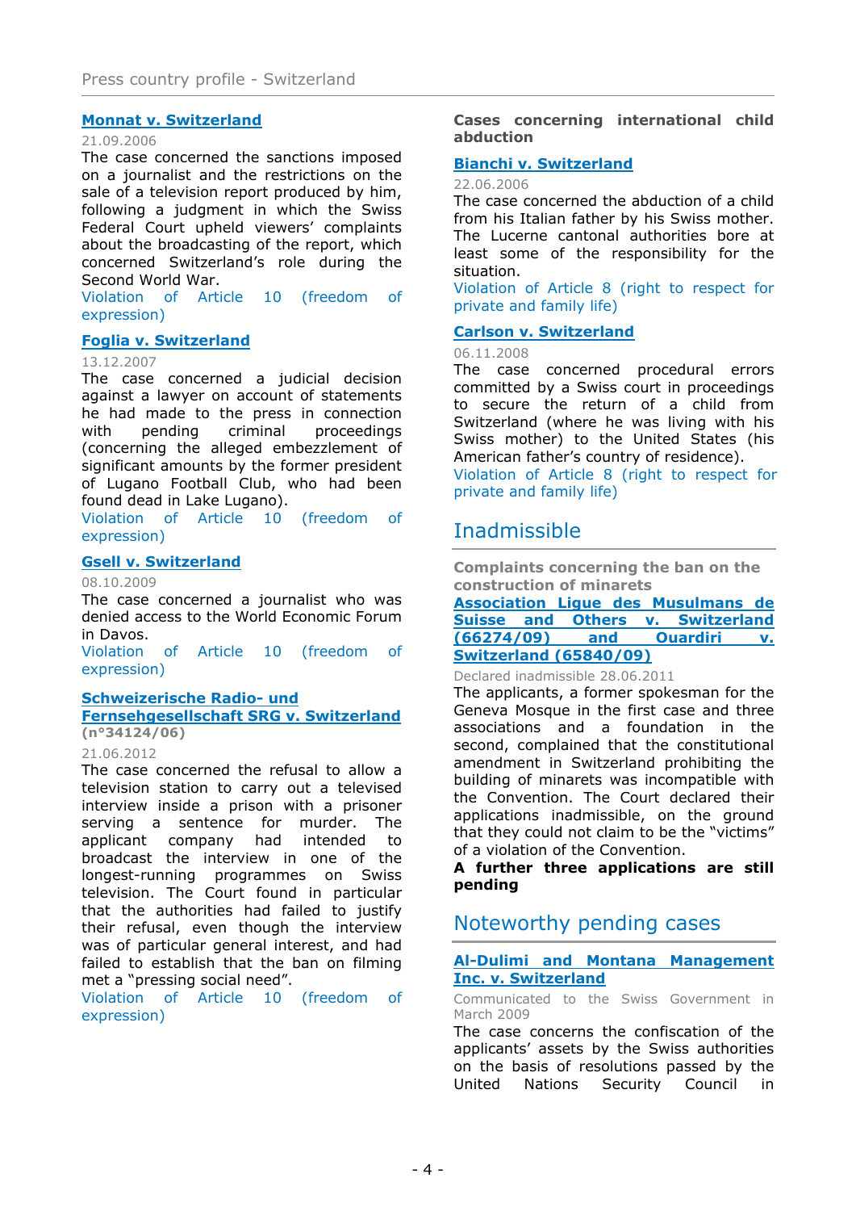**Monnat v. Switzerland**

21.09.2006

The case concerned the sanctions imposed on a journalist and the restrictions on the sale of a television report produced by him, following a judgment in which the Swiss Federal Court upheld viewers' complaints about the broadcasting of the report, which concerned Switzerland's role during the Second World War.

Violation of Article 10 (freedom of expression)

**Foglia v. Switzerland**

13.12.2007

The case concerned a judicial decision against a lawyer on account of statements he had made to the press in connection with pending criminal proceedings (concerning the alleged embezzlement of significant amounts by the former president of Lugano Football Club, who had been found dead in Lake Lugano).

Violation of Article 10 (freedom of expression)

**Gsell v. Switzerland**

08.10.2009

The case concerned a journalist who was denied access to the World Economic Forum in Davos.

Violation of Article 10 (freedom of expression)

**Schweizerische Radio- und Fernsehgesellschaft SRG v. Switzerland**
**(n°34124/06)**

21.06.2012

The case concerned the refusal to allow a television station to carry out a televised interview inside a prison with a prisoner serving a sentence for murder. The applicant company had intended to broadcast the interview in one of the longest-running programmes on Swiss television. The Court found in particular that the authorities had failed to justify their refusal, even though the interview was of particular general interest, and had failed to establish that the ban on filming met a "pressing social need".

Violation of Article 10 (freedom of expression)

**Cases concerning international child abduction**

**Bianchi v. Switzerland**

22.06.2006

The case concerned the abduction of a child from his Italian father by his Swiss mother. The Lucerne cantonal authorities bore at least some of the responsibility for the situation.

Violation of Article 8 (right to respect for private and family life)

**Carlson v. Switzerland**

06.11.2008

The case concerned procedural errors committed by a Swiss court in proceedings to secure the return of a child from Switzerland (where he was living with his Swiss mother) to the United States (his American father's country of residence).

Violation of Article 8 (right to respect for private and family life)

## Inadmissible

**Complaints concerning the ban on the construction of minarets**

**Association Ligue des Musulmans de Suisse and Others v. Switzerland (66274/09) and Ouardiri v. Switzerland (65840/09)**

Declared inadmissible 28.06.2011

The applicants, a former spokesman for the Geneva Mosque in the first case and three associations and a foundation in the second, complained that the constitutional amendment in Switzerland prohibiting the building of minarets was incompatible with the Convention. The Court declared their applications inadmissible, on the ground that they could not claim to be the "victims" of a violation of the Convention.

**A further three applications are still pending**

## Noteworthy pending cases

**Al-Dulimi and Montana Management Inc. v. Switzerland**

Communicated to the Swiss Government in March 2009

The case concerns the confiscation of the applicants' assets by the Swiss authorities on the basis of resolutions passed by the United Nations Security Council in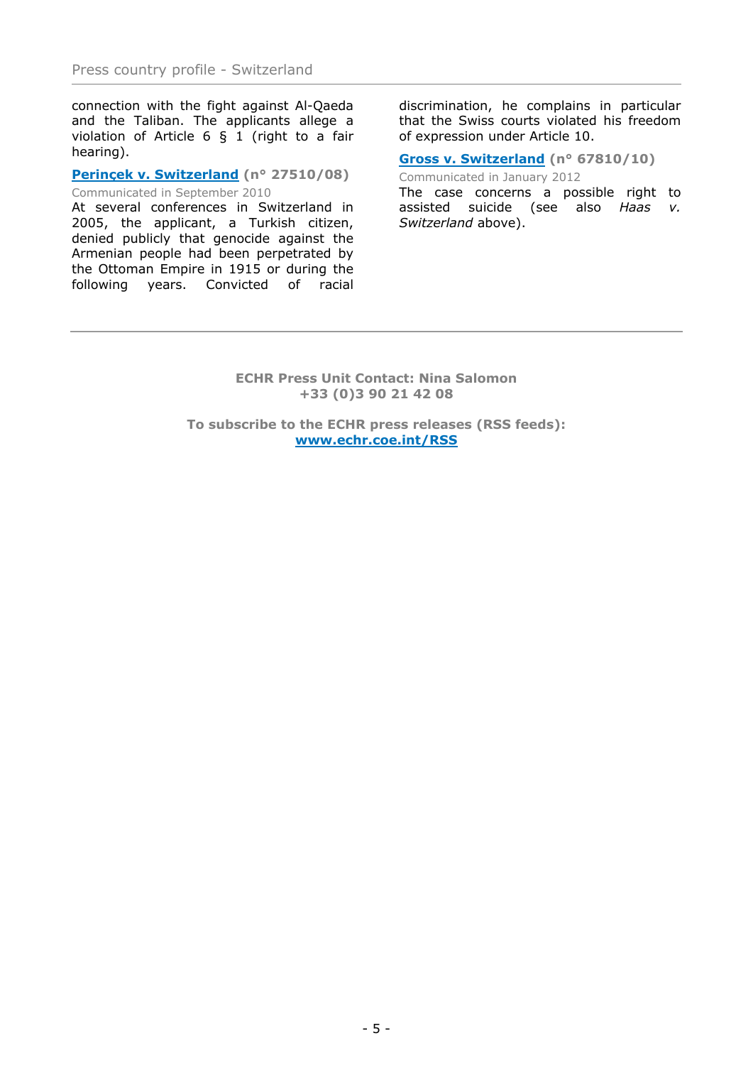connection with the fight against Al-Qaeda and the Taliban. The applicants allege a violation of Article 6 § 1 (right to a fair hearing).

**Perinçek v. Switzerland (n° 27510/08)**

Communicated in September 2010

At several conferences in Switzerland in 2005, the applicant, a Turkish citizen, denied publicly that genocide against the Armenian people had been perpetrated by the Ottoman Empire in 1915 or during the following years. Convicted of racial discrimination, he complains in particular that the Swiss courts violated his freedom of expression under Article 10.

**Gross v. Switzerland (n° 67810/10)**

Communicated in January 2012

The case concerns a possible right to assisted suicide (see also *Haas v. Switzerland* above).

---

**ECHR Press Unit Contact: Nina Salomon**
**+33 (0)3 90 21 42 08**

**To subscribe to the ECHR press releases (RSS feeds):**
**www.echr.coe.int/RSS**